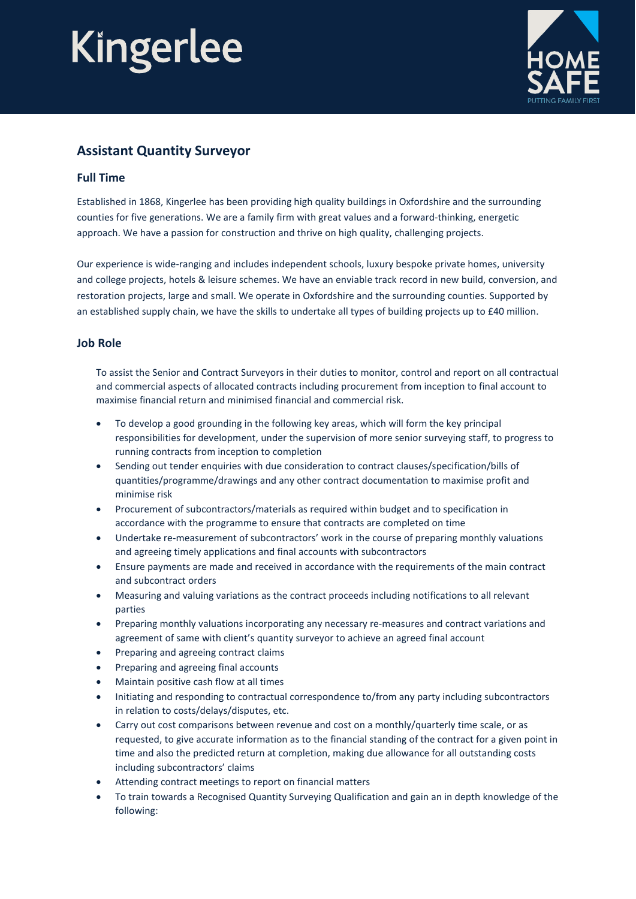Kingerlee

HOME SAFE
PUTTING FAMILY FIRST

## Assistant Quantity Surveyor

### Full Time

Established in 1868, Kingerlee has been providing high quality buildings in Oxfordshire and the surrounding counties for five generations. We are a family firm with great values and a forward-thinking, energetic approach. We have a passion for construction and thrive on high quality, challenging projects.

Our experience is wide-ranging and includes independent schools, luxury bespoke private homes, university and college projects, hotels & leisure schemes. We have an enviable track record in new build, conversion, and restoration projects, large and small. We operate in Oxfordshire and the surrounding counties. Supported by an established supply chain, we have the skills to undertake all types of building projects up to £40 million.

### Job Role

To assist the Senior and Contract Surveyors in their duties to monitor, control and report on all contractual and commercial aspects of allocated contracts including procurement from inception to final account to maximise financial return and minimised financial and commercial risk.

- To develop a good grounding in the following key areas, which will form the key principal responsibilities for development, under the supervision of more senior surveying staff, to progress to running contracts from inception to completion
- Sending out tender enquiries with due consideration to contract clauses/specification/bills of quantities/programme/drawings and any other contract documentation to maximise profit and minimise risk
- Procurement of subcontractors/materials as required within budget and to specification in accordance with the programme to ensure that contracts are completed on time
- Undertake re-measurement of subcontractors' work in the course of preparing monthly valuations and agreeing timely applications and final accounts with subcontractors
- Ensure payments are made and received in accordance with the requirements of the main contract and subcontract orders
- Measuring and valuing variations as the contract proceeds including notifications to all relevant parties
- Preparing monthly valuations incorporating any necessary re-measures and contract variations and agreement of same with client's quantity surveyor to achieve an agreed final account
- Preparing and agreeing contract claims
- Preparing and agreeing final accounts
- Maintain positive cash flow at all times
- Initiating and responding to contractual correspondence to/from any party including subcontractors in relation to costs/delays/disputes, etc.
- Carry out cost comparisons between revenue and cost on a monthly/quarterly time scale, or as requested, to give accurate information as to the financial standing of the contract for a given point in time and also the predicted return at completion, making due allowance for all outstanding costs including subcontractors' claims
- Attending contract meetings to report on financial matters
- To train towards a Recognised Quantity Surveying Qualification and gain an in depth knowledge of the following: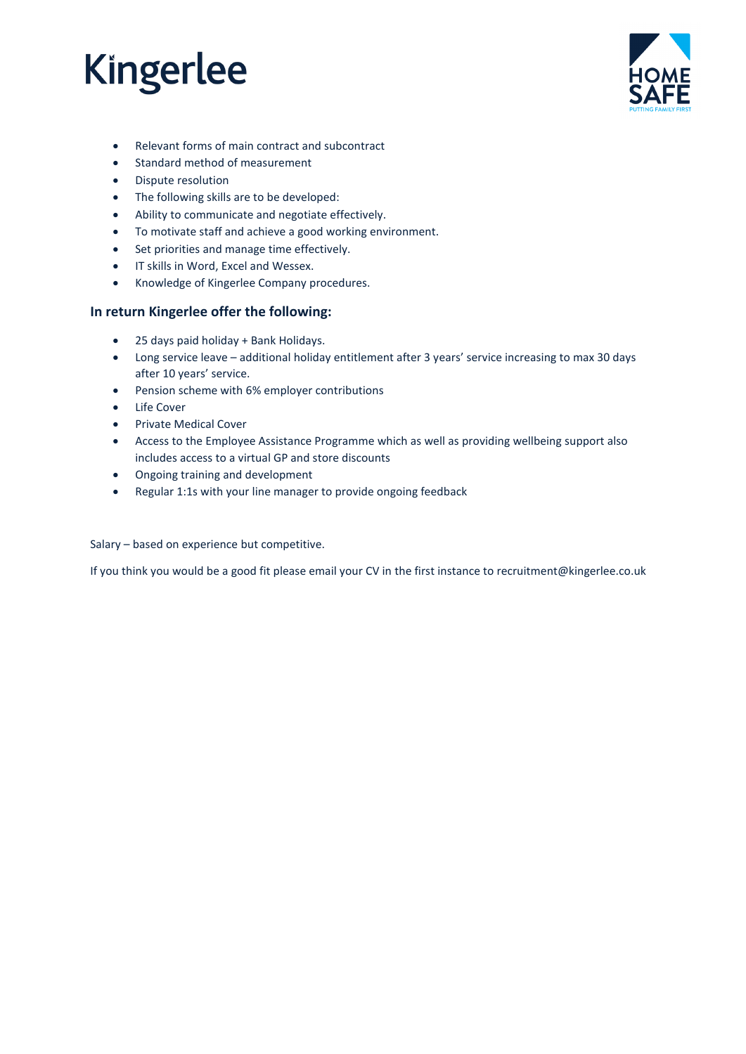- Relevant forms of main contract and subcontract
- Standard method of measurement
- Dispute resolution
- The following skills are to be developed:
- Ability to communicate and negotiate effectively.
- To motivate staff and achieve a good working environment.
- Set priorities and manage time effectively.
- IT skills in Word, Excel and Wessex.
- Knowledge of Kingerlee Company procedures.

## In return Kingerlee offer the following:

- 25 days paid holiday + Bank Holidays.
- Long service leave – additional holiday entitlement after 3 years' service increasing to max 30 days after 10 years' service.
- Pension scheme with 6% employer contributions
- Life Cover
- Private Medical Cover
- Access to the Employee Assistance Programme which as well as providing wellbeing support also includes access to a virtual GP and store discounts
- Ongoing training and development
- Regular 1:1s with your line manager to provide ongoing feedback

Salary – based on experience but competitive.

If you think you would be a good fit please email your CV in the first instance to recruitment@kingerlee.co.uk